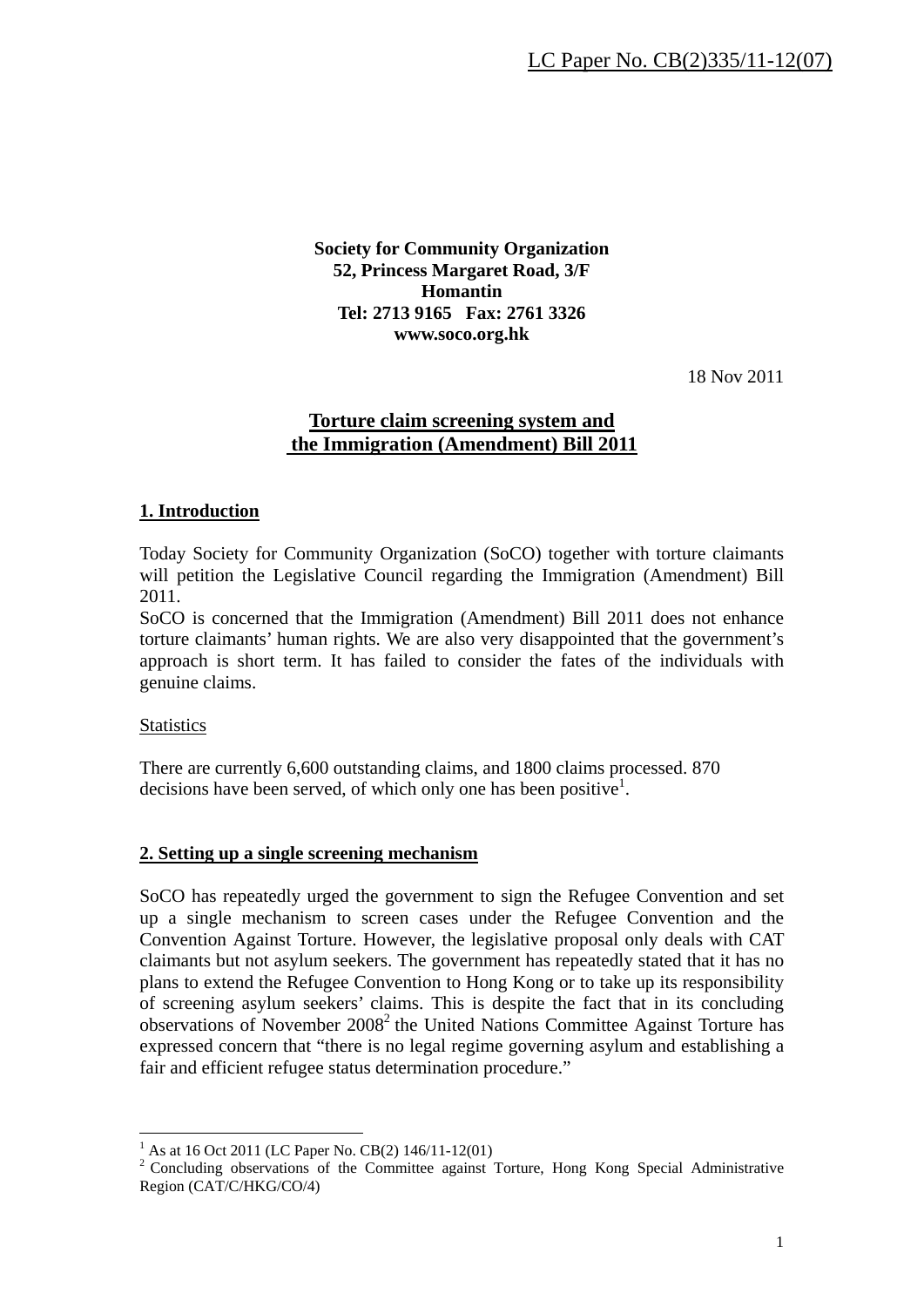LC Paper No. CB(2)335/11-12(07)

**Society for Community Organization**
**52, Princess Margaret Road, 3/F**
**Homantin**
**Tel: 2713 9165 Fax: 2761 3326**
**www.soco.org.hk**

18 Nov 2011

## Torture claim screening system and the Immigration (Amendment) Bill 2011

### 1. Introduction

Today Society for Community Organization (SoCO) together with torture claimants will petition the Legislative Council regarding the Immigration (Amendment) Bill 2011.

SoCO is concerned that the Immigration (Amendment) Bill 2011 does not enhance torture claimants' human rights. We are also very disappointed that the government's approach is short term. It has failed to consider the fates of the individuals with genuine claims.

Statistics

There are currently 6,600 outstanding claims, and 1800 claims processed. 870 decisions have been served, of which only one has been positive[1].

### 2. Setting up a single screening mechanism

SoCO has repeatedly urged the government to sign the Refugee Convention and set up a single mechanism to screen cases under the Refugee Convention and the Convention Against Torture. However, the legislative proposal only deals with CAT claimants but not asylum seekers. The government has repeatedly stated that it has no plans to extend the Refugee Convention to Hong Kong or to take up its responsibility of screening asylum seekers' claims. This is despite the fact that in its concluding observations of November 2008[2] the United Nations Committee Against Torture has expressed concern that "there is no legal regime governing asylum and establishing a fair and efficient refugee status determination procedure."

---

[1] As at 16 Oct 2011 (LC Paper No. CB(2) 146/11-12(01)

[2] Concluding observations of the Committee against Torture, Hong Kong Special Administrative Region (CAT/C/HKG/CO/4)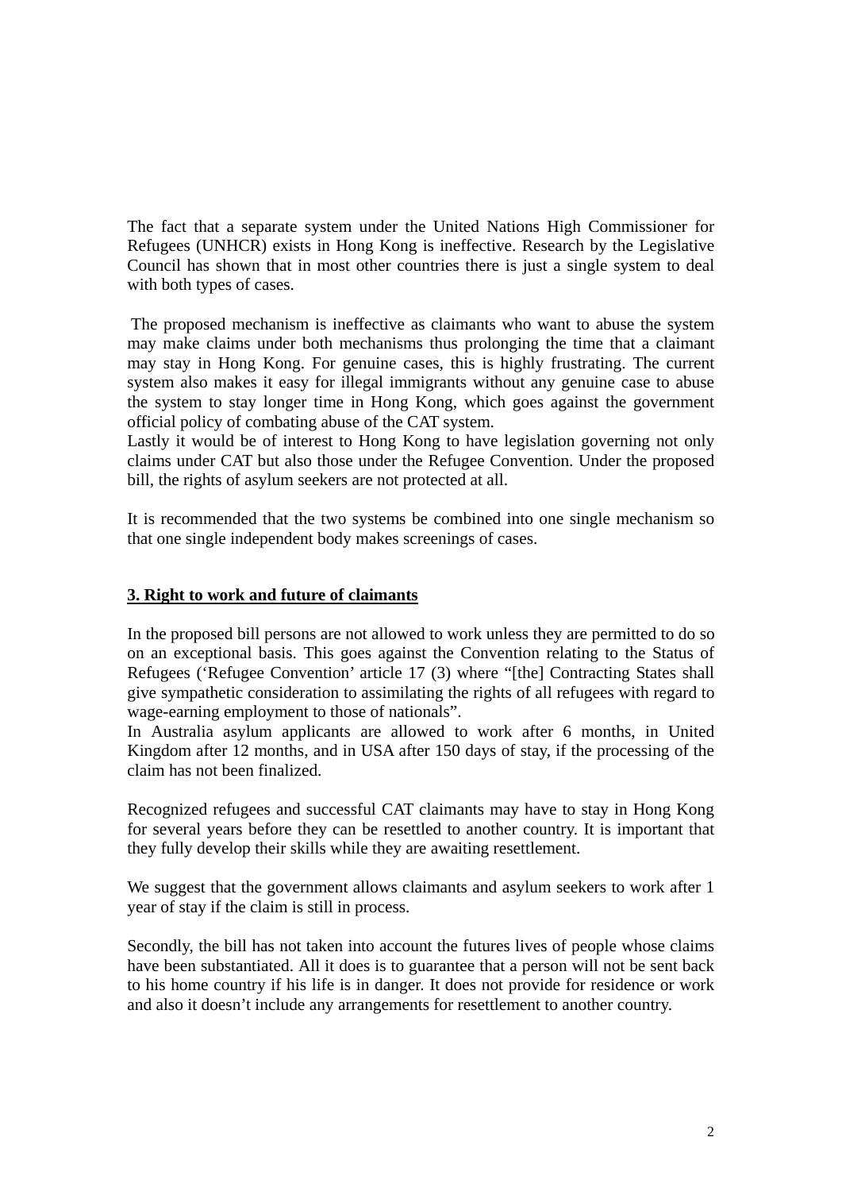The fact that a separate system under the United Nations High Commissioner for Refugees (UNHCR) exists in Hong Kong is ineffective. Research by the Legislative Council has shown that in most other countries there is just a single system to deal with both types of cases.

The proposed mechanism is ineffective as claimants who want to abuse the system may make claims under both mechanisms thus prolonging the time that a claimant may stay in Hong Kong. For genuine cases, this is highly frustrating. The current system also makes it easy for illegal immigrants without any genuine case to abuse the system to stay longer time in Hong Kong, which goes against the government official policy of combating abuse of the CAT system.

Lastly it would be of interest to Hong Kong to have legislation governing not only claims under CAT but also those under the Refugee Convention. Under the proposed bill, the rights of asylum seekers are not protected at all.

It is recommended that the two systems be combined into one single mechanism so that one single independent body makes screenings of cases.

## 3. Right to work and future of claimants

In the proposed bill persons are not allowed to work unless they are permitted to do so on an exceptional basis. This goes against the Convention relating to the Status of Refugees ('Refugee Convention' article 17 (3) where "[the] Contracting States shall give sympathetic consideration to assimilating the rights of all refugees with regard to wage-earning employment to those of nationals".

In Australia asylum applicants are allowed to work after 6 months, in United Kingdom after 12 months, and in USA after 150 days of stay, if the processing of the claim has not been finalized.

Recognized refugees and successful CAT claimants may have to stay in Hong Kong for several years before they can be resettled to another country. It is important that they fully develop their skills while they are awaiting resettlement.

We suggest that the government allows claimants and asylum seekers to work after 1 year of stay if the claim is still in process.

Secondly, the bill has not taken into account the futures lives of people whose claims have been substantiated. All it does is to guarantee that a person will not be sent back to his home country if his life is in danger. It does not provide for residence or work and also it doesn't include any arrangements for resettlement to another country.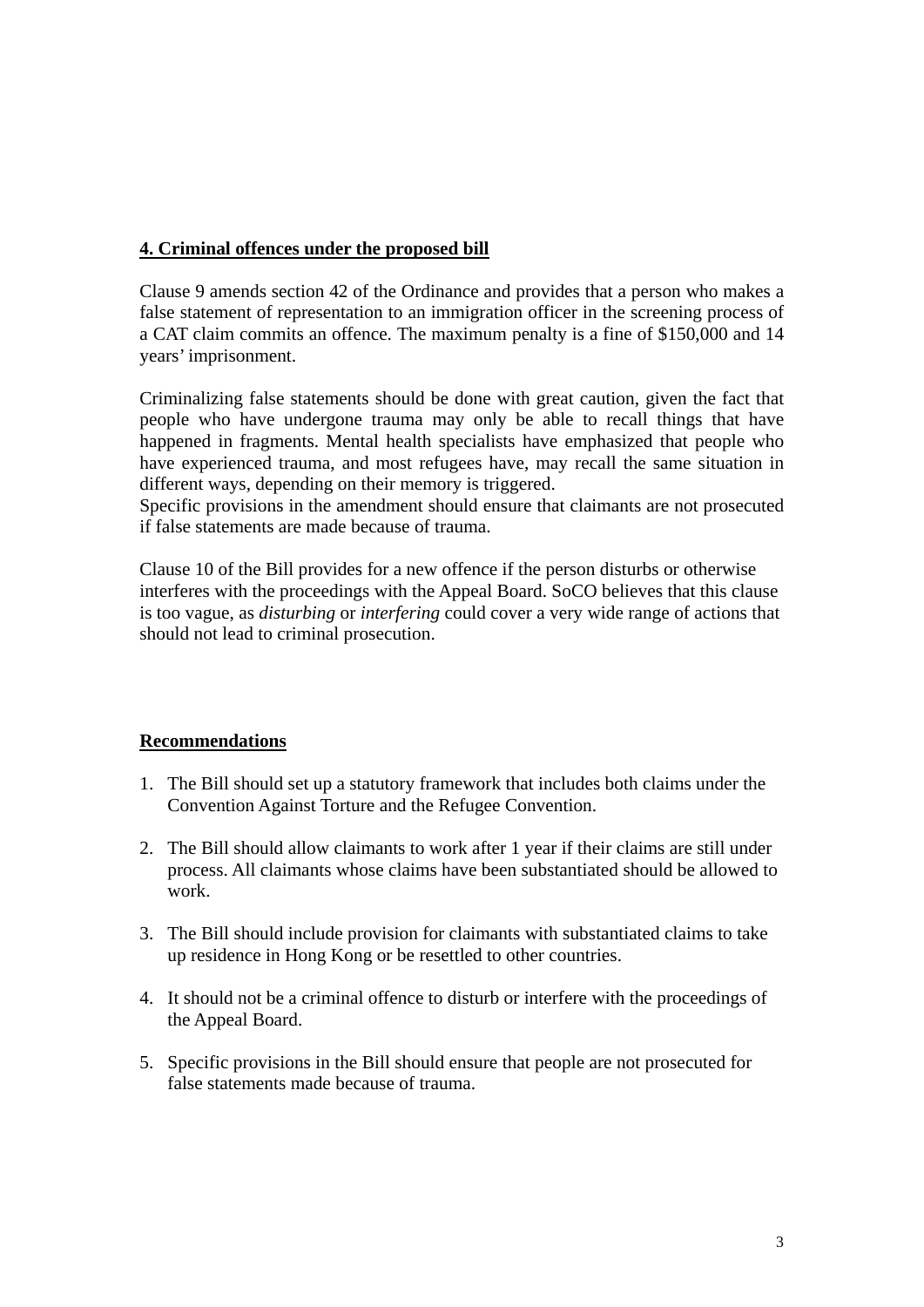**4. Criminal offences under the proposed bill**

Clause 9 amends section 42 of the Ordinance and provides that a person who makes a false statement of representation to an immigration officer in the screening process of a CAT claim commits an offence. The maximum penalty is a fine of $150,000 and 14 years' imprisonment.

Criminalizing false statements should be done with great caution, given the fact that people who have undergone trauma may only be able to recall things that have happened in fragments. Mental health specialists have emphasized that people who have experienced trauma, and most refugees have, may recall the same situation in different ways, depending on their memory is triggered.
Specific provisions in the amendment should ensure that claimants are not prosecuted if false statements are made because of trauma.

Clause 10 of the Bill provides for a new offence if the person disturbs or otherwise interferes with the proceedings with the Appeal Board. SoCO believes that this clause is too vague, as *disturbing* or *interfering* could cover a very wide range of actions that should not lead to criminal prosecution.

**Recommendations**

1. The Bill should set up a statutory framework that includes both claims under the Convention Against Torture and the Refugee Convention.

2. The Bill should allow claimants to work after 1 year if their claims are still under process. All claimants whose claims have been substantiated should be allowed to work.

3. The Bill should include provision for claimants with substantiated claims to take up residence in Hong Kong or be resettled to other countries.

4. It should not be a criminal offence to disturb or interfere with the proceedings of the Appeal Board.

5. Specific provisions in the Bill should ensure that people are not prosecuted for false statements made because of trauma.